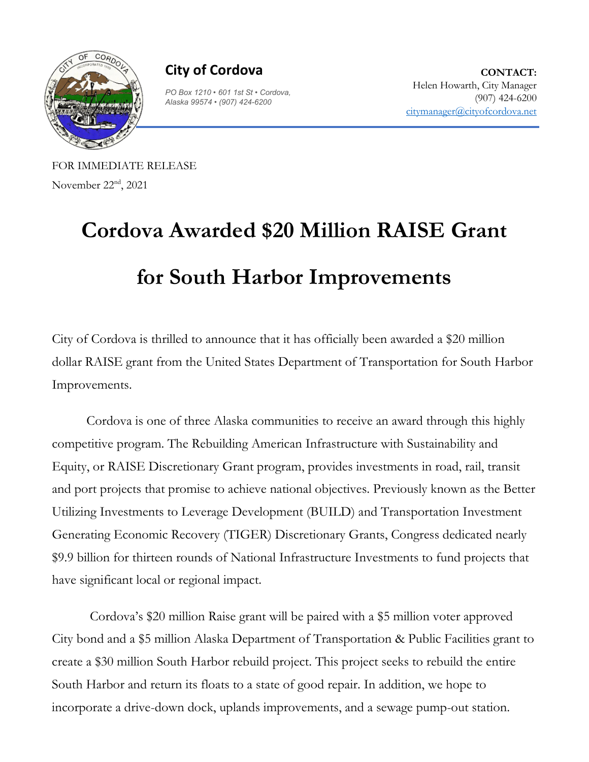**City of Cordova**

*PO Box 1210 • 601 1st St • Cordova, Alaska 99574 • (907) 424-6200*

**CONTACT:**
Helen Howarth, City Manager
(907) 424-6200
citymanager@cityofcordova.net

FOR IMMEDIATE RELEASE
November 22nd, 2021

# Cordova Awarded $20 Million RAISE Grant for South Harbor Improvements

City of Cordova is thrilled to announce that it has officially been awarded a $20 million dollar RAISE grant from the United States Department of Transportation for South Harbor Improvements.

Cordova is one of three Alaska communities to receive an award through this highly competitive program. The Rebuilding American Infrastructure with Sustainability and Equity, or RAISE Discretionary Grant program, provides investments in road, rail, transit and port projects that promise to achieve national objectives. Previously known as the Better Utilizing Investments to Leverage Development (BUILD) and Transportation Investment Generating Economic Recovery (TIGER) Discretionary Grants, Congress dedicated nearly $9.9 billion for thirteen rounds of National Infrastructure Investments to fund projects that have significant local or regional impact.

Cordova's $20 million Raise grant will be paired with a $5 million voter approved City bond and a $5 million Alaska Department of Transportation & Public Facilities grant to create a $30 million South Harbor rebuild project. This project seeks to rebuild the entire South Harbor and return its floats to a state of good repair. In addition, we hope to incorporate a drive-down dock, uplands improvements, and a sewage pump-out station.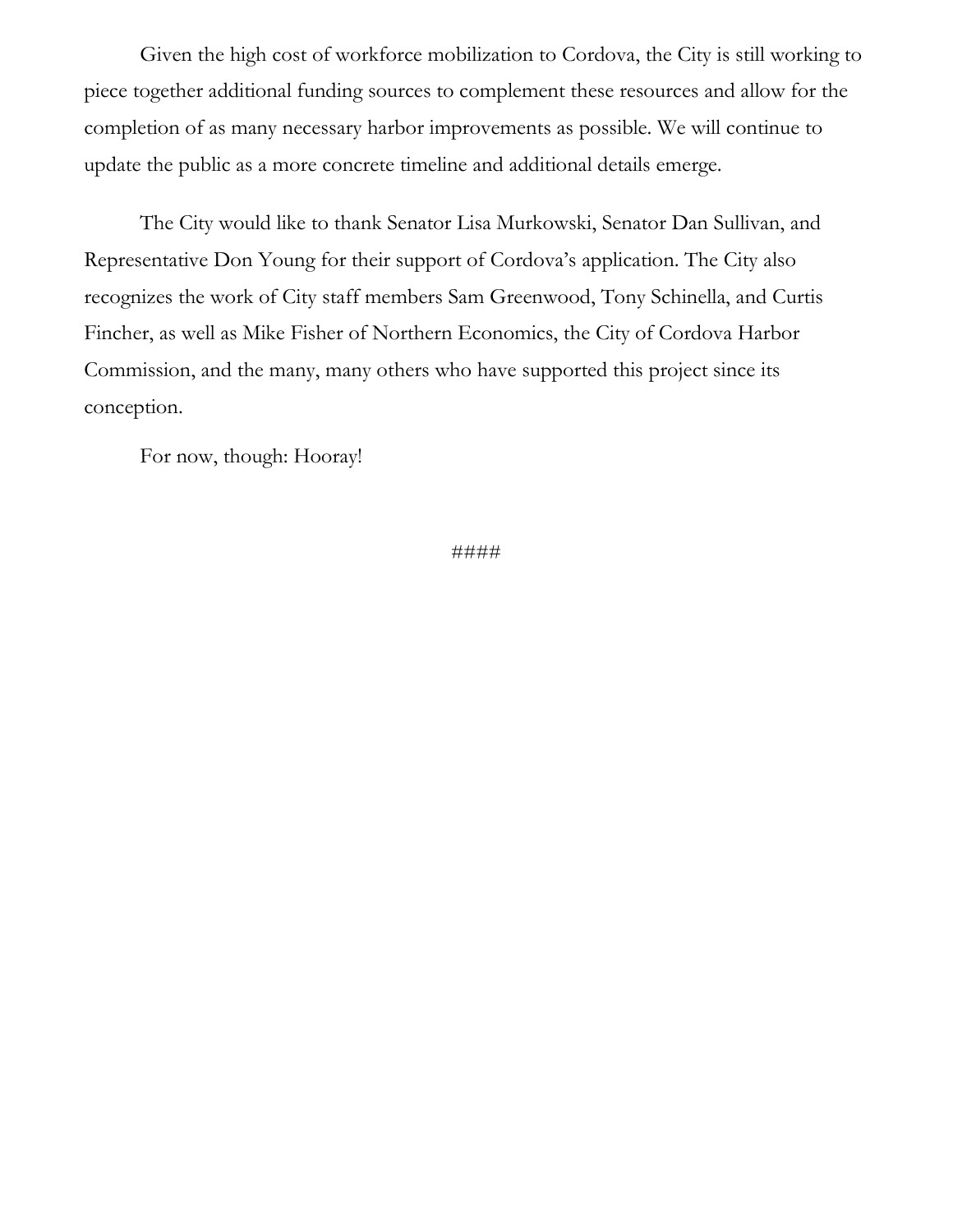Given the high cost of workforce mobilization to Cordova, the City is still working to piece together additional funding sources to complement these resources and allow for the completion of as many necessary harbor improvements as possible. We will continue to update the public as a more concrete timeline and additional details emerge.

The City would like to thank Senator Lisa Murkowski, Senator Dan Sullivan, and Representative Don Young for their support of Cordova's application. The City also recognizes the work of City staff members Sam Greenwood, Tony Schinella, and Curtis Fincher, as well as Mike Fisher of Northern Economics, the City of Cordova Harbor Commission, and the many, many others who have supported this project since its conception.

For now, though: Hooray!

####